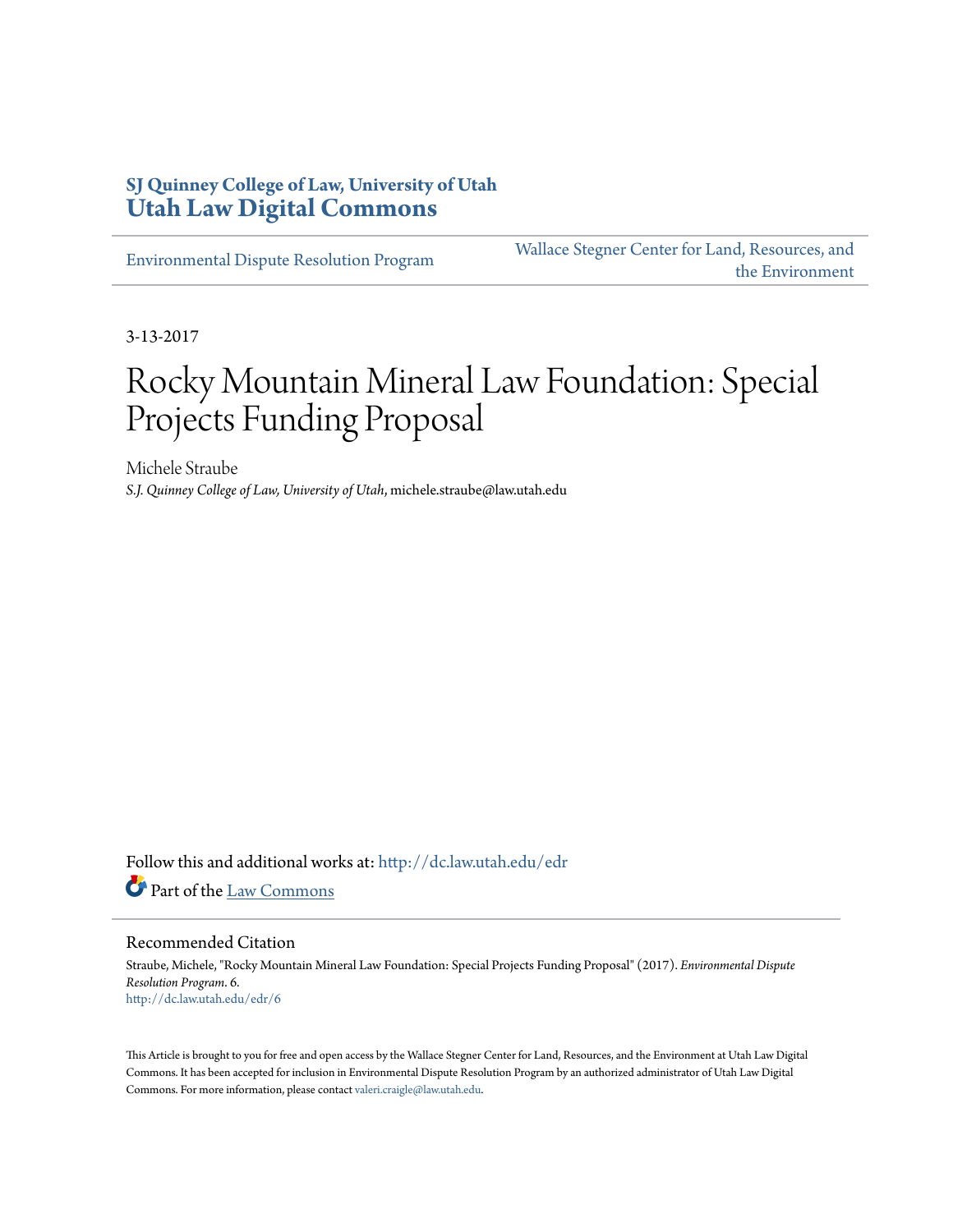SJ Quinney College of Law, University of Utah
**Utah Law Digital Commons**

Environmental Dispute Resolution Program | Wallace Stegner Center for Land, Resources, and the Environment

3-13-2017

# Rocky Mountain Mineral Law Foundation: Special Projects Funding Proposal

Michele Straube
*S.J. Quinney College of Law, University of Utah*, michele.straube@law.utah.edu

Follow this and additional works at: http://dc.law.utah.edu/edr

Part of the Law Commons

## Recommended Citation

Straube, Michele, "Rocky Mountain Mineral Law Foundation: Special Projects Funding Proposal" (2017). *Environmental Dispute Resolution Program*. 6.
http://dc.law.utah.edu/edr/6

This Article is brought to you for free and open access by the Wallace Stegner Center for Land, Resources, and the Environment at Utah Law Digital Commons. It has been accepted for inclusion in Environmental Dispute Resolution Program by an authorized administrator of Utah Law Digital Commons. For more information, please contact valeri.craigle@law.utah.edu.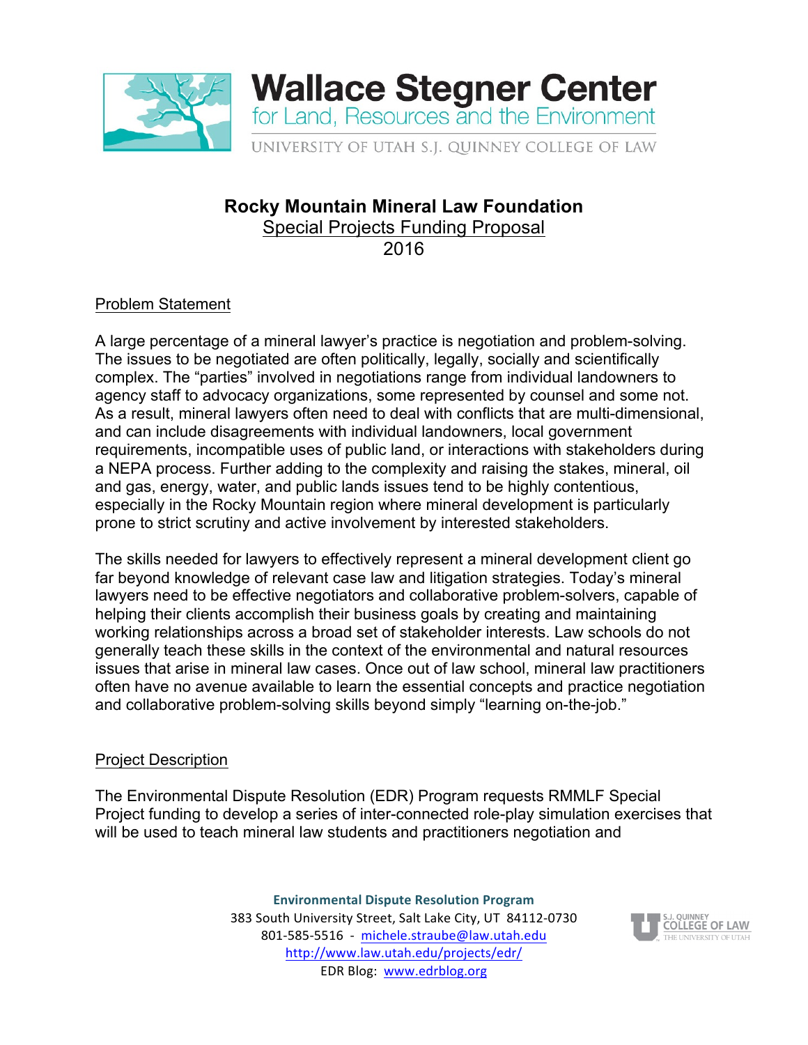# Rocky Mountain Mineral Law Foundation

## Special Projects Funding Proposal

## 2016

### Problem Statement

A large percentage of a mineral lawyer's practice is negotiation and problem-solving. The issues to be negotiated are often politically, legally, socially and scientifically complex. The "parties" involved in negotiations range from individual landowners to agency staff to advocacy organizations, some represented by counsel and some not. As a result, mineral lawyers often need to deal with conflicts that are multi-dimensional, and can include disagreements with individual landowners, local government requirements, incompatible uses of public land, or interactions with stakeholders during a NEPA process. Further adding to the complexity and raising the stakes, mineral, oil and gas, energy, water, and public lands issues tend to be highly contentious, especially in the Rocky Mountain region where mineral development is particularly prone to strict scrutiny and active involvement by interested stakeholders.

The skills needed for lawyers to effectively represent a mineral development client go far beyond knowledge of relevant case law and litigation strategies. Today's mineral lawyers need to be effective negotiators and collaborative problem-solvers, capable of helping their clients accomplish their business goals by creating and maintaining working relationships across a broad set of stakeholder interests. Law schools do not generally teach these skills in the context of the environmental and natural resources issues that arise in mineral law cases. Once out of law school, mineral law practitioners often have no avenue available to learn the essential concepts and practice negotiation and collaborative problem-solving skills beyond simply "learning on-the-job."

### Project Description

The Environmental Dispute Resolution (EDR) Program requests RMMLF Special Project funding to develop a series of inter-connected role-play simulation exercises that will be used to teach mineral law students and practitioners negotiation and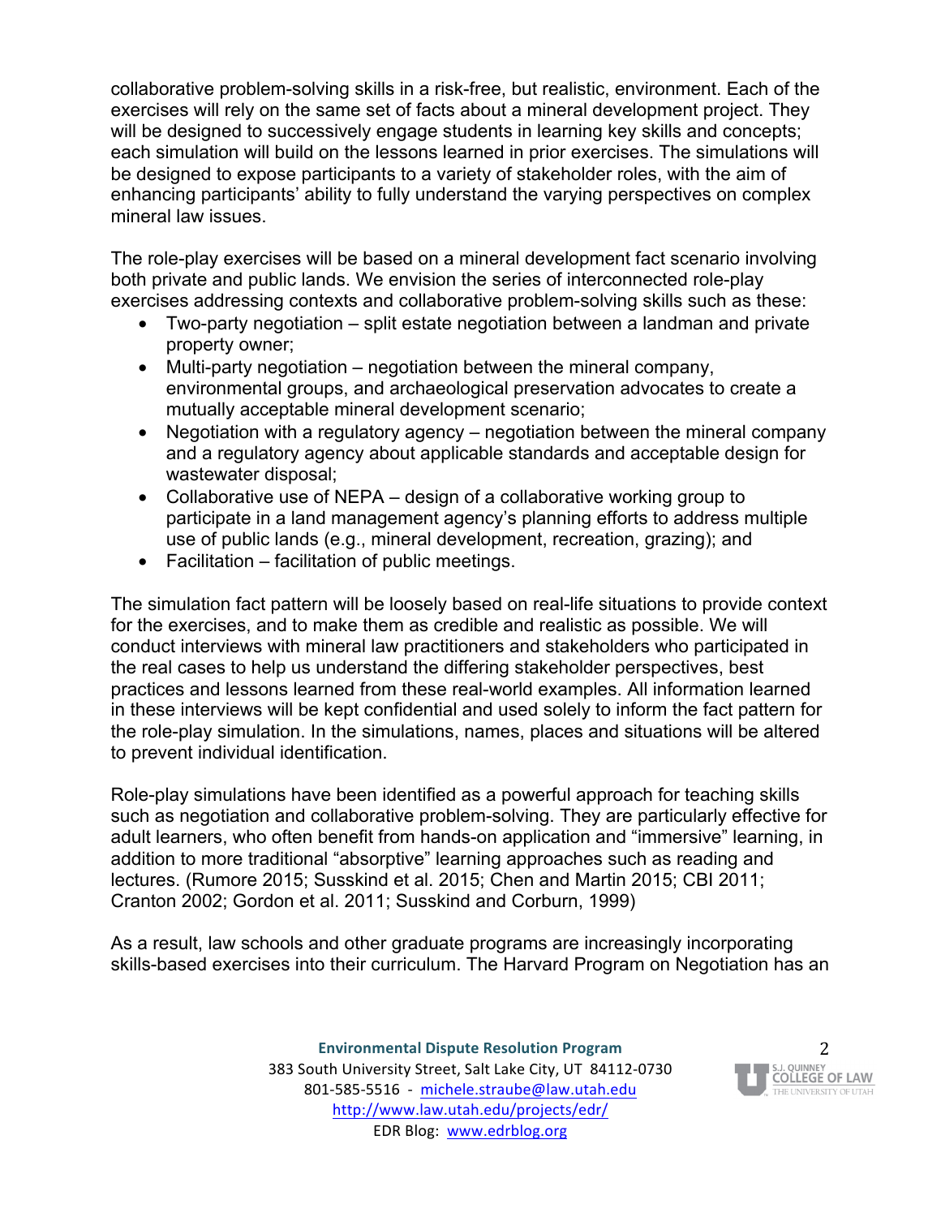collaborative problem-solving skills in a risk-free, but realistic, environment. Each of the exercises will rely on the same set of facts about a mineral development project. They will be designed to successively engage students in learning key skills and concepts; each simulation will build on the lessons learned in prior exercises. The simulations will be designed to expose participants to a variety of stakeholder roles, with the aim of enhancing participants' ability to fully understand the varying perspectives on complex mineral law issues.

The role-play exercises will be based on a mineral development fact scenario involving both private and public lands. We envision the series of interconnected role-play exercises addressing contexts and collaborative problem-solving skills such as these:

- Two-party negotiation – split estate negotiation between a landman and private property owner;
- Multi-party negotiation – negotiation between the mineral company, environmental groups, and archaeological preservation advocates to create a mutually acceptable mineral development scenario;
- Negotiation with a regulatory agency – negotiation between the mineral company and a regulatory agency about applicable standards and acceptable design for wastewater disposal;
- Collaborative use of NEPA – design of a collaborative working group to participate in a land management agency's planning efforts to address multiple use of public lands (e.g., mineral development, recreation, grazing); and
- Facilitation – facilitation of public meetings.

The simulation fact pattern will be loosely based on real-life situations to provide context for the exercises, and to make them as credible and realistic as possible. We will conduct interviews with mineral law practitioners and stakeholders who participated in the real cases to help us understand the differing stakeholder perspectives, best practices and lessons learned from these real-world examples. All information learned in these interviews will be kept confidential and used solely to inform the fact pattern for the role-play simulation. In the simulations, names, places and situations will be altered to prevent individual identification.

Role-play simulations have been identified as a powerful approach for teaching skills such as negotiation and collaborative problem-solving. They are particularly effective for adult learners, who often benefit from hands-on application and "immersive" learning, in addition to more traditional "absorptive" learning approaches such as reading and lectures. (Rumore 2015; Susskind et al. 2015; Chen and Martin 2015; CBI 2011; Cranton 2002; Gordon et al. 2011; Susskind and Corburn, 1999)

As a result, law schools and other graduate programs are increasingly incorporating skills-based exercises into their curriculum. The Harvard Program on Negotiation has an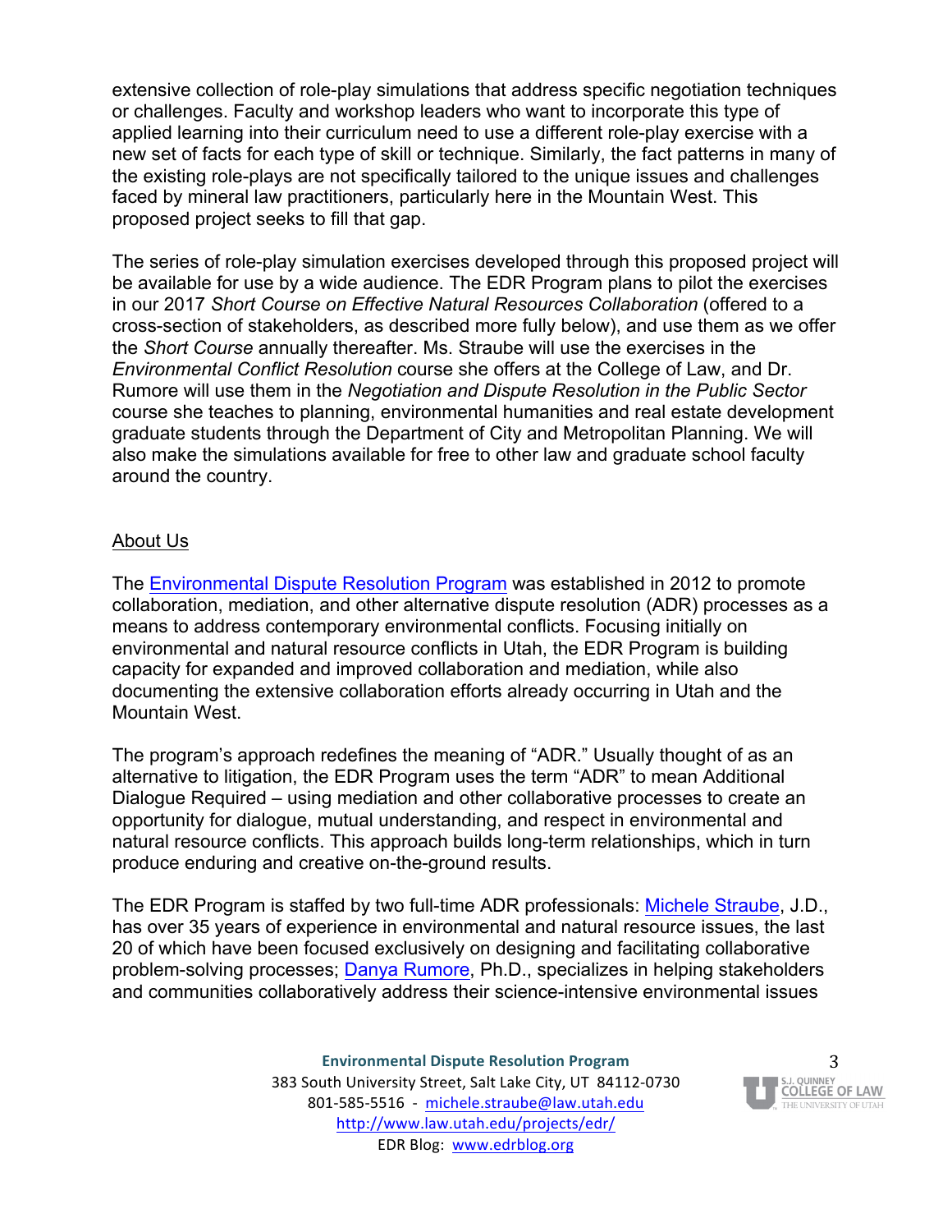extensive collection of role-play simulations that address specific negotiation techniques or challenges. Faculty and workshop leaders who want to incorporate this type of applied learning into their curriculum need to use a different role-play exercise with a new set of facts for each type of skill or technique. Similarly, the fact patterns in many of the existing role-plays are not specifically tailored to the unique issues and challenges faced by mineral law practitioners, particularly here in the Mountain West. This proposed project seeks to fill that gap.

The series of role-play simulation exercises developed through this proposed project will be available for use by a wide audience. The EDR Program plans to pilot the exercises in our 2017 *Short Course on Effective Natural Resources Collaboration* (offered to a cross-section of stakeholders, as described more fully below), and use them as we offer the *Short Course* annually thereafter. Ms. Straube will use the exercises in the *Environmental Conflict Resolution* course she offers at the College of Law, and Dr. Rumore will use them in the *Negotiation and Dispute Resolution in the Public Sector* course she teaches to planning, environmental humanities and real estate development graduate students through the Department of City and Metropolitan Planning. We will also make the simulations available for free to other law and graduate school faculty around the country.

## About Us

The Environmental Dispute Resolution Program was established in 2012 to promote collaboration, mediation, and other alternative dispute resolution (ADR) processes as a means to address contemporary environmental conflicts. Focusing initially on environmental and natural resource conflicts in Utah, the EDR Program is building capacity for expanded and improved collaboration and mediation, while also documenting the extensive collaboration efforts already occurring in Utah and the Mountain West.

The program's approach redefines the meaning of "ADR." Usually thought of as an alternative to litigation, the EDR Program uses the term "ADR" to mean Additional Dialogue Required – using mediation and other collaborative processes to create an opportunity for dialogue, mutual understanding, and respect in environmental and natural resource conflicts. This approach builds long-term relationships, which in turn produce enduring and creative on-the-ground results.

The EDR Program is staffed by two full-time ADR professionals: Michele Straube, J.D., has over 35 years of experience in environmental and natural resource issues, the last 20 of which have been focused exclusively on designing and facilitating collaborative problem-solving processes; Danya Rumore, Ph.D., specializes in helping stakeholders and communities collaboratively address their science-intensive environmental issues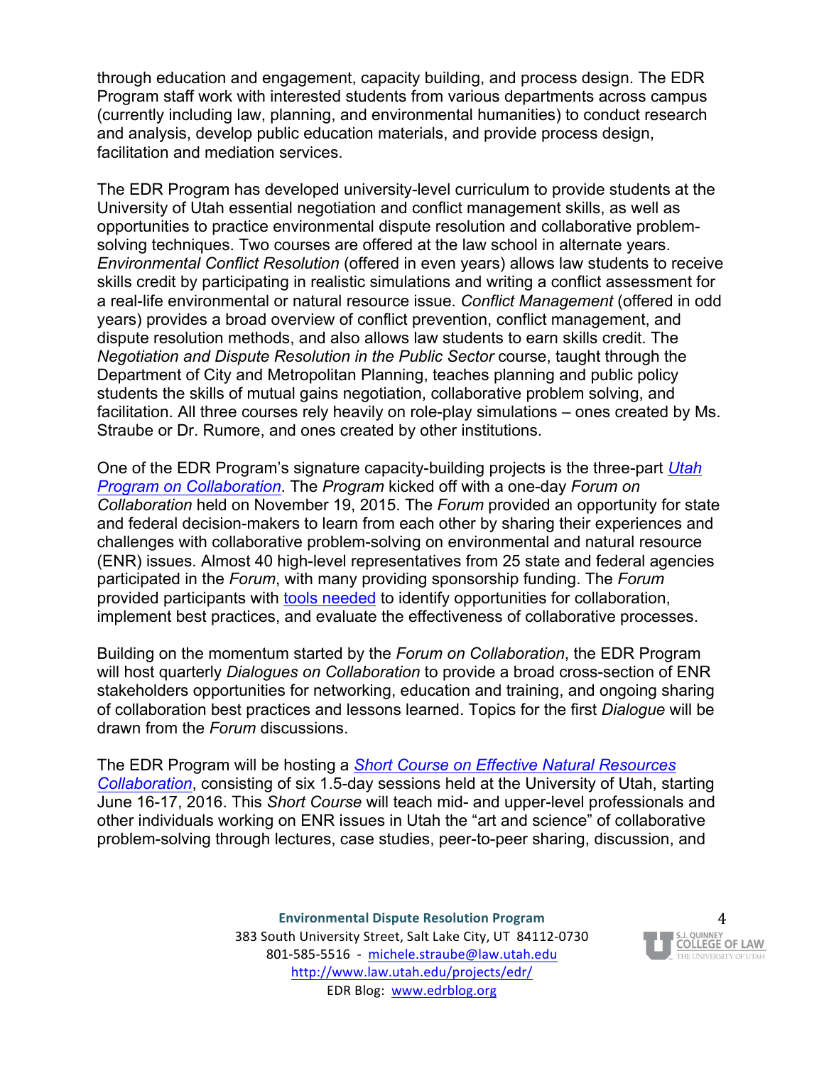through education and engagement, capacity building, and process design. The EDR Program staff work with interested students from various departments across campus (currently including law, planning, and environmental humanities) to conduct research and analysis, develop public education materials, and provide process design, facilitation and mediation services.

The EDR Program has developed university-level curriculum to provide students at the University of Utah essential negotiation and conflict management skills, as well as opportunities to practice environmental dispute resolution and collaborative problem-solving techniques. Two courses are offered at the law school in alternate years. *Environmental Conflict Resolution* (offered in even years) allows law students to receive skills credit by participating in realistic simulations and writing a conflict assessment for a real-life environmental or natural resource issue. *Conflict Management* (offered in odd years) provides a broad overview of conflict prevention, conflict management, and dispute resolution methods, and also allows law students to earn skills credit. The *Negotiation and Dispute Resolution in the Public Sector* course, taught through the Department of City and Metropolitan Planning, teaches planning and public policy students the skills of mutual gains negotiation, collaborative problem solving, and facilitation. All three courses rely heavily on role-play simulations – ones created by Ms. Straube or Dr. Rumore, and ones created by other institutions.

One of the EDR Program's signature capacity-building projects is the three-part *Utah Program on Collaboration*. The *Program* kicked off with a one-day *Forum on Collaboration* held on November 19, 2015. The *Forum* provided an opportunity for state and federal decision-makers to learn from each other by sharing their experiences and challenges with collaborative problem-solving on environmental and natural resource (ENR) issues. Almost 40 high-level representatives from 25 state and federal agencies participated in the *Forum*, with many providing sponsorship funding. The *Forum* provided participants with tools needed to identify opportunities for collaboration, implement best practices, and evaluate the effectiveness of collaborative processes.

Building on the momentum started by the *Forum on Collaboration*, the EDR Program will host quarterly *Dialogues on Collaboration* to provide a broad cross-section of ENR stakeholders opportunities for networking, education and training, and ongoing sharing of collaboration best practices and lessons learned. Topics for the first *Dialogue* will be drawn from the *Forum* discussions.

The EDR Program will be hosting a *Short Course on Effective Natural Resources Collaboration*, consisting of six 1.5-day sessions held at the University of Utah, starting June 16-17, 2016. This *Short Course* will teach mid- and upper-level professionals and other individuals working on ENR issues in Utah the "art and science" of collaborative problem-solving through lectures, case studies, peer-to-peer sharing, discussion, and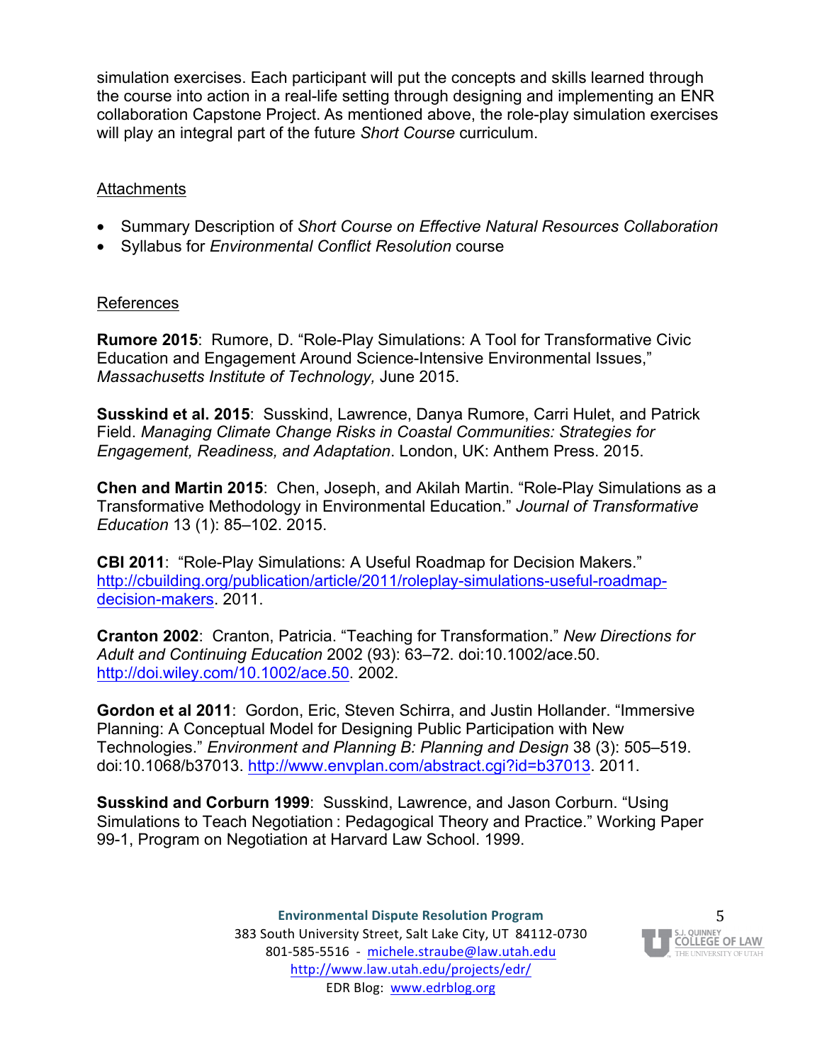simulation exercises. Each participant will put the concepts and skills learned through the course into action in a real-life setting through designing and implementing an ENR collaboration Capstone Project. As mentioned above, the role-play simulation exercises will play an integral part of the future *Short Course* curriculum.

Attachments

- Summary Description of *Short Course on Effective Natural Resources Collaboration*
- Syllabus for *Environmental Conflict Resolution* course

References

**Rumore 2015**: Rumore, D. "Role-Play Simulations: A Tool for Transformative Civic Education and Engagement Around Science-Intensive Environmental Issues," *Massachusetts Institute of Technology,* June 2015.

**Susskind et al. 2015**: Susskind, Lawrence, Danya Rumore, Carri Hulet, and Patrick Field. *Managing Climate Change Risks in Coastal Communities: Strategies for Engagement, Readiness, and Adaptation*. London, UK: Anthem Press. 2015.

**Chen and Martin 2015**: Chen, Joseph, and Akilah Martin. "Role-Play Simulations as a Transformative Methodology in Environmental Education." *Journal of Transformative Education* 13 (1): 85–102. 2015.

**CBI 2011**: "Role-Play Simulations: A Useful Roadmap for Decision Makers." http://cbuilding.org/publication/article/2011/roleplay-simulations-useful-roadmap-decision-makers. 2011.

**Cranton 2002**: Cranton, Patricia. "Teaching for Transformation." *New Directions for Adult and Continuing Education* 2002 (93): 63–72. doi:10.1002/ace.50. http://doi.wiley.com/10.1002/ace.50. 2002.

**Gordon et al 2011**: Gordon, Eric, Steven Schirra, and Justin Hollander. "Immersive Planning: A Conceptual Model for Designing Public Participation with New Technologies." *Environment and Planning B: Planning and Design* 38 (3): 505–519. doi:10.1068/b37013. http://www.envplan.com/abstract.cgi?id=b37013. 2011.

**Susskind and Corburn 1999**: Susskind, Lawrence, and Jason Corburn. "Using Simulations to Teach Negotiation : Pedagogical Theory and Practice." Working Paper 99-1, Program on Negotiation at Harvard Law School. 1999.